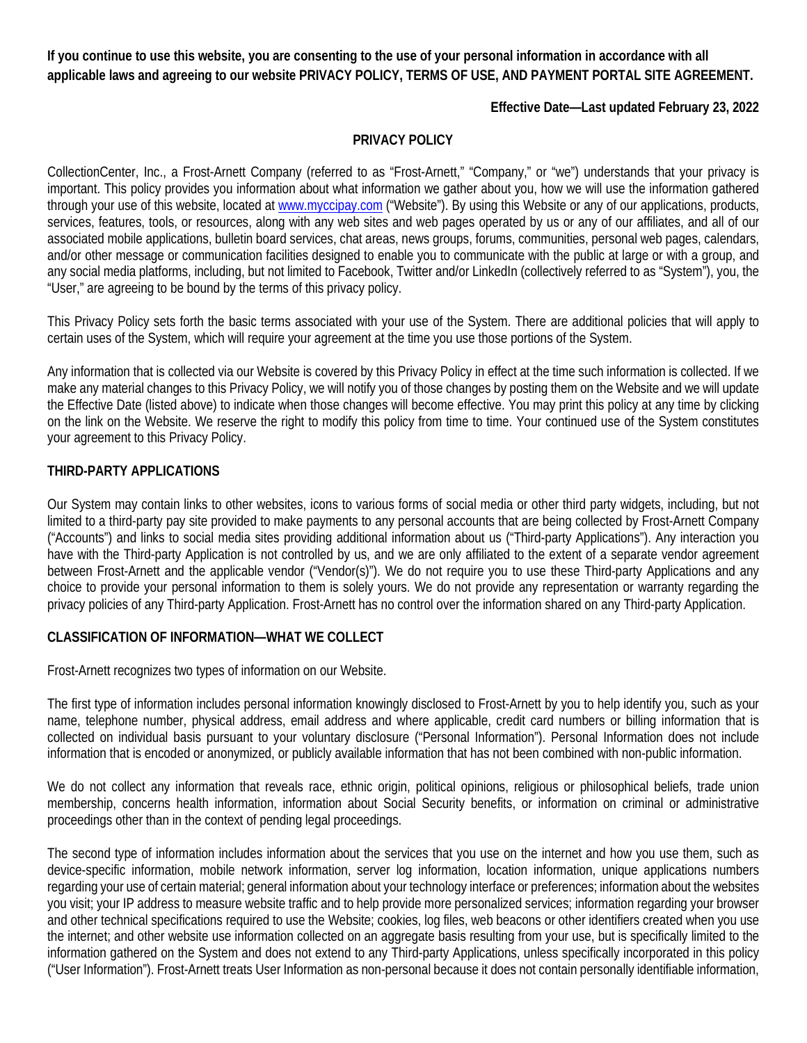**If you continue to use this website, you are consenting to the use of your personal information in accordance with all applicable laws and agreeing to our website PRIVACY POLICY, TERMS OF USE, AND PAYMENT PORTAL SITE AGREEMENT.**

**Effective Date—Last updated February 23, 2022**

## PRIVACY POLICY

CollectionCenter, Inc., a Frost-Arnett Company (referred to as "Frost-Arnett," "Company," or "we") understands that your privacy is important. This policy provides you information about what information we gather about you, how we will use the information gathered through your use of this website, located at www.myccipay.com ("Website"). By using this Website or any of our applications, products, services, features, tools, or resources, along with any web sites and web pages operated by us or any of our affiliates, and all of our associated mobile applications, bulletin board services, chat areas, news groups, forums, communities, personal web pages, calendars, and/or other message or communication facilities designed to enable you to communicate with the public at large or with a group, and any social media platforms, including, but not limited to Facebook, Twitter and/or LinkedIn (collectively referred to as "System"), you, the "User," are agreeing to be bound by the terms of this privacy policy.

This Privacy Policy sets forth the basic terms associated with your use of the System. There are additional policies that will apply to certain uses of the System, which will require your agreement at the time you use those portions of the System.

Any information that is collected via our Website is covered by this Privacy Policy in effect at the time such information is collected. If we make any material changes to this Privacy Policy, we will notify you of those changes by posting them on the Website and we will update the Effective Date (listed above) to indicate when those changes will become effective. You may print this policy at any time by clicking on the link on the Website. We reserve the right to modify this policy from time to time. Your continued use of the System constitutes your agreement to this Privacy Policy.

### THIRD-PARTY APPLICATIONS

Our System may contain links to other websites, icons to various forms of social media or other third party widgets, including, but not limited to a third-party pay site provided to make payments to any personal accounts that are being collected by Frost-Arnett Company ("Accounts") and links to social media sites providing additional information about us ("Third-party Applications"). Any interaction you have with the Third-party Application is not controlled by us, and we are only affiliated to the extent of a separate vendor agreement between Frost-Arnett and the applicable vendor ("Vendor(s)"). We do not require you to use these Third-party Applications and any choice to provide your personal information to them is solely yours. We do not provide any representation or warranty regarding the privacy policies of any Third-party Application. Frost-Arnett has no control over the information shared on any Third-party Application.

### CLASSIFICATION OF INFORMATION—WHAT WE COLLECT

Frost-Arnett recognizes two types of information on our Website.

The first type of information includes personal information knowingly disclosed to Frost-Arnett by you to help identify you, such as your name, telephone number, physical address, email address and where applicable, credit card numbers or billing information that is collected on individual basis pursuant to your voluntary disclosure ("Personal Information"). Personal Information does not include information that is encoded or anonymized, or publicly available information that has not been combined with non-public information.

We do not collect any information that reveals race, ethnic origin, political opinions, religious or philosophical beliefs, trade union membership, concerns health information, information about Social Security benefits, or information on criminal or administrative proceedings other than in the context of pending legal proceedings.

The second type of information includes information about the services that you use on the internet and how you use them, such as device-specific information, mobile network information, server log information, location information, unique applications numbers regarding your use of certain material; general information about your technology interface or preferences; information about the websites you visit; your IP address to measure website traffic and to help provide more personalized services; information regarding your browser and other technical specifications required to use the Website; cookies, log files, web beacons or other identifiers created when you use the internet; and other website use information collected on an aggregate basis resulting from your use, but is specifically limited to the information gathered on the System and does not extend to any Third-party Applications, unless specifically incorporated in this policy ("User Information"). Frost-Arnett treats User Information as non-personal because it does not contain personally identifiable information,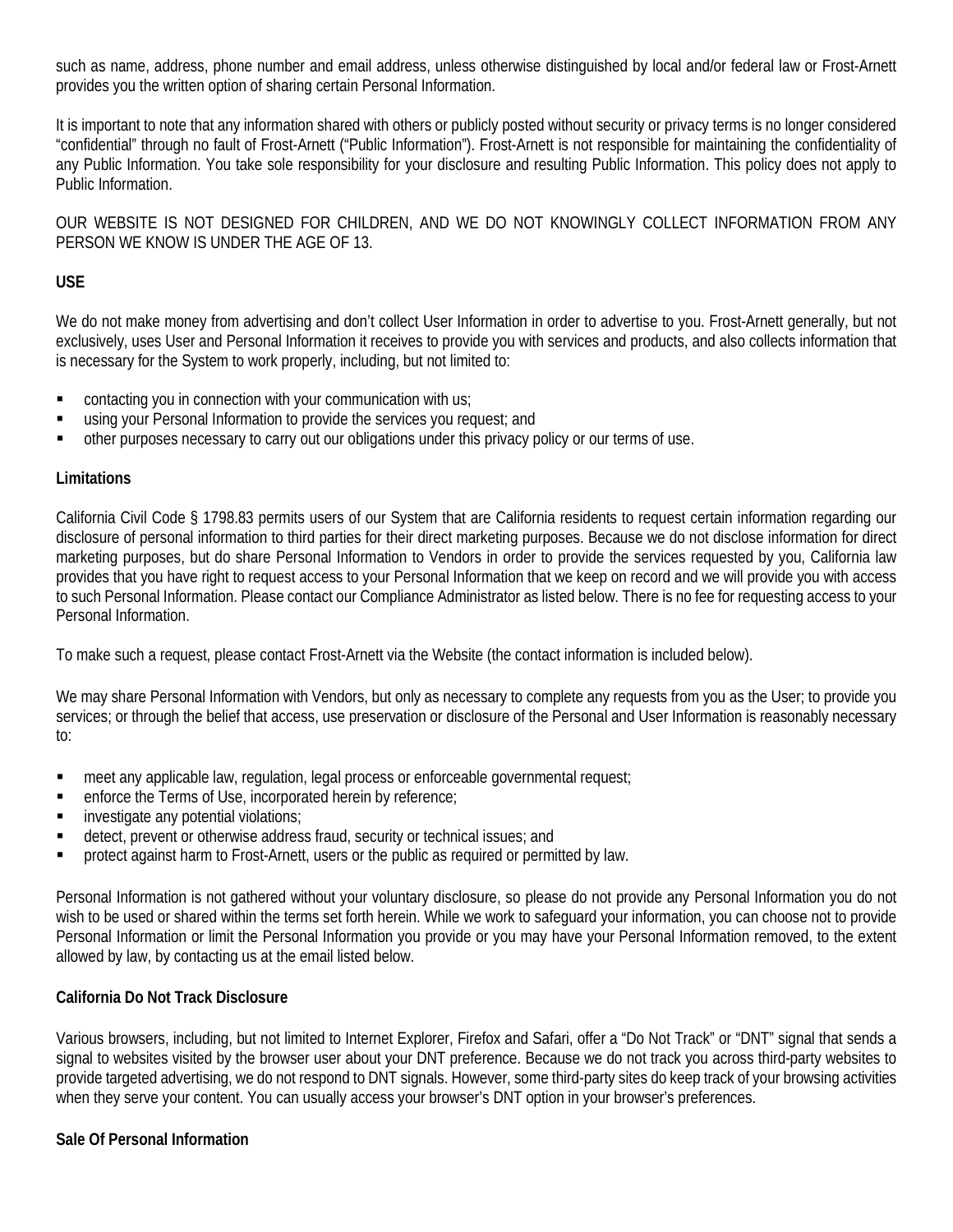such as name, address, phone number and email address, unless otherwise distinguished by local and/or federal law or Frost-Arnett provides you the written option of sharing certain Personal Information.

It is important to note that any information shared with others or publicly posted without security or privacy terms is no longer considered “confidential” through no fault of Frost-Arnett (“Public Information”). Frost-Arnett is not responsible for maintaining the confidentiality of any Public Information. You take sole responsibility for your disclosure and resulting Public Information. This policy does not apply to Public Information.

OUR WEBSITE IS NOT DESIGNED FOR CHILDREN, AND WE DO NOT KNOWINGLY COLLECT INFORMATION FROM ANY PERSON WE KNOW IS UNDER THE AGE OF 13.

**USE**

We do not make money from advertising and don’t collect User Information in order to advertise to you. Frost-Arnett generally, but not exclusively, uses User and Personal Information it receives to provide you with services and products, and also collects information that is necessary for the System to work properly, including, but not limited to:

- contacting you in connection with your communication with us;
- using your Personal Information to provide the services you request; and
- other purposes necessary to carry out our obligations under this privacy policy or our terms of use.

**Limitations**

California Civil Code § 1798.83 permits users of our System that are California residents to request certain information regarding our disclosure of personal information to third parties for their direct marketing purposes. Because we do not disclose information for direct marketing purposes, but do share Personal Information to Vendors in order to provide the services requested by you, California law provides that you have right to request access to your Personal Information that we keep on record and we will provide you with access to such Personal Information. Please contact our Compliance Administrator as listed below. There is no fee for requesting access to your Personal Information.

To make such a request, please contact Frost-Arnett via the Website (the contact information is included below).

We may share Personal Information with Vendors, but only as necessary to complete any requests from you as the User; to provide you services; or through the belief that access, use preservation or disclosure of the Personal and User Information is reasonably necessary to:

- meet any applicable law, regulation, legal process or enforceable governmental request;
- enforce the Terms of Use, incorporated herein by reference;
- investigate any potential violations;
- detect, prevent or otherwise address fraud, security or technical issues; and
- protect against harm to Frost-Arnett, users or the public as required or permitted by law.

Personal Information is not gathered without your voluntary disclosure, so please do not provide any Personal Information you do not wish to be used or shared within the terms set forth herein. While we work to safeguard your information, you can choose not to provide Personal Information or limit the Personal Information you provide or you may have your Personal Information removed, to the extent allowed by law, by contacting us at the email listed below.

**California Do Not Track Disclosure**

Various browsers, including, but not limited to Internet Explorer, Firefox and Safari, offer a “Do Not Track” or “DNT” signal that sends a signal to websites visited by the browser user about your DNT preference. Because we do not track you across third-party websites to provide targeted advertising, we do not respond to DNT signals. However, some third-party sites do keep track of your browsing activities when they serve your content. You can usually access your browser’s DNT option in your browser’s preferences.

**Sale Of Personal Information**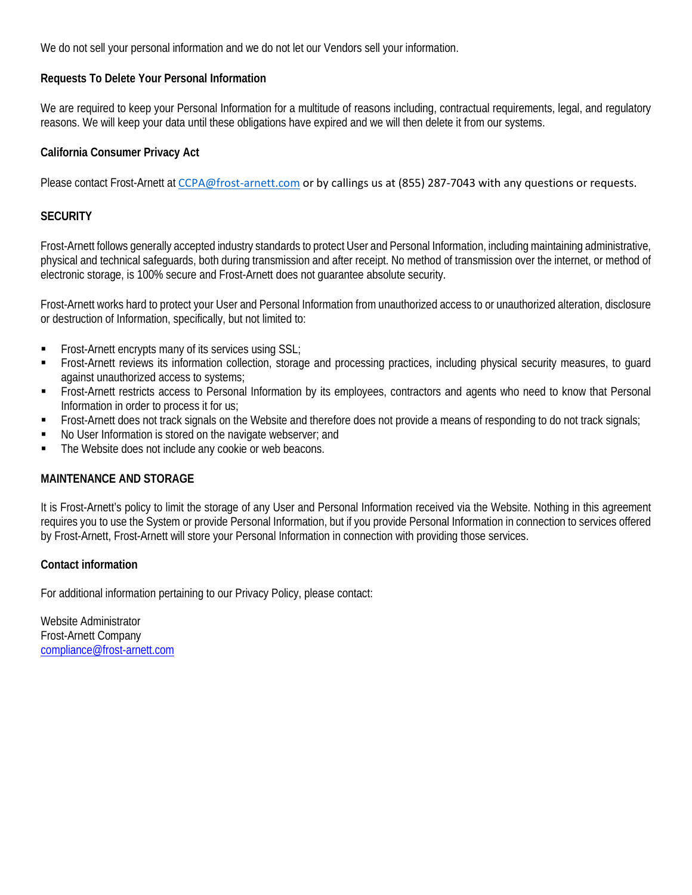We do not sell your personal information and we do not let our Vendors sell your information.

**Requests To Delete Your Personal Information**

We are required to keep your Personal Information for a multitude of reasons including, contractual requirements, legal, and regulatory reasons. We will keep your data until these obligations have expired and we will then delete it from our systems.

**California Consumer Privacy Act**

Please contact Frost-Arnett at CCPA@frost-arnett.com or by callings us at (855) 287-7043 with any questions or requests.

## SECURITY

Frost-Arnett follows generally accepted industry standards to protect User and Personal Information, including maintaining administrative, physical and technical safeguards, both during transmission and after receipt. No method of transmission over the internet, or method of electronic storage, is 100% secure and Frost-Arnett does not guarantee absolute security.

Frost-Arnett works hard to protect your User and Personal Information from unauthorized access to or unauthorized alteration, disclosure or destruction of Information, specifically, but not limited to:

- Frost-Arnett encrypts many of its services using SSL;
- Frost-Arnett reviews its information collection, storage and processing practices, including physical security measures, to guard against unauthorized access to systems;
- Frost-Arnett restricts access to Personal Information by its employees, contractors and agents who need to know that Personal Information in order to process it for us;
- Frost-Arnett does not track signals on the Website and therefore does not provide a means of responding to do not track signals;
- No User Information is stored on the navigate webserver; and
- The Website does not include any cookie or web beacons.

## MAINTENANCE AND STORAGE

It is Frost-Arnett's policy to limit the storage of any User and Personal Information received via the Website. Nothing in this agreement requires you to use the System or provide Personal Information, but if you provide Personal Information in connection to services offered by Frost-Arnett, Frost-Arnett will store your Personal Information in connection with providing those services.

**Contact information**

For additional information pertaining to our Privacy Policy, please contact:

Website Administrator
Frost-Arnett Company
compliance@frost-arnett.com